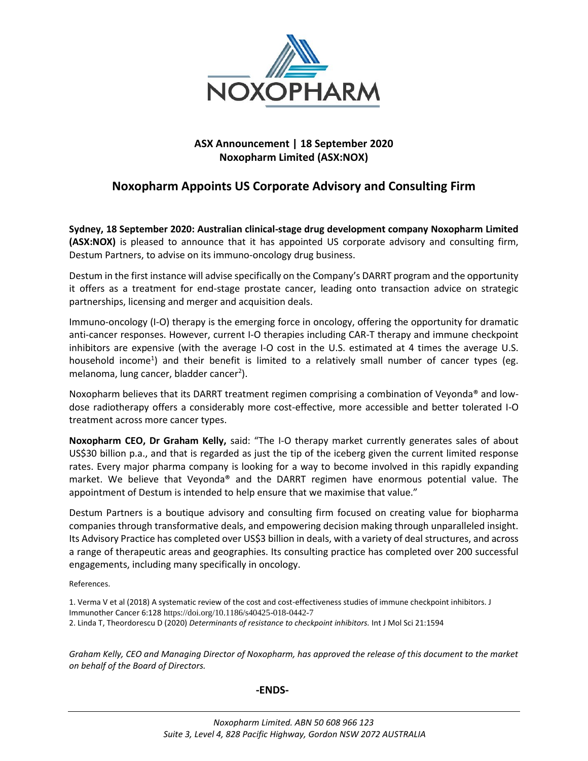NOXOPHARM

**ASX Announcement | 18 September 2020**
**Noxopharm Limited (ASX:NOX)**

# Noxopharm Appoints US Corporate Advisory and Consulting Firm

**Sydney, 18 September 2020: Australian clinical-stage drug development company Noxopharm Limited (ASX:NOX)** is pleased to announce that it has appointed US corporate advisory and consulting firm, Destum Partners, to advise on its immuno-oncology drug business.

Destum in the first instance will advise specifically on the Company's DARRT program and the opportunity it offers as a treatment for end-stage prostate cancer, leading onto transaction advice on strategic partnerships, licensing and merger and acquisition deals.

Immuno-oncology (I-O) therapy is the emerging force in oncology, offering the opportunity for dramatic anti-cancer responses. However, current I-O therapies including CAR-T therapy and immune checkpoint inhibitors are expensive (with the average I-O cost in the U.S. estimated at 4 times the average U.S. household income[1]) and their benefit is limited to a relatively small number of cancer types (eg. melanoma, lung cancer, bladder cancer[2]).

Noxopharm believes that its DARRT treatment regimen comprising a combination of Veyonda® and low-dose radiotherapy offers a considerably more cost-effective, more accessible and better tolerated I-O treatment across more cancer types.

**Noxopharm CEO, Dr Graham Kelly,** said: "The I-O therapy market currently generates sales of about US$30 billion p.a., and that is regarded as just the tip of the iceberg given the current limited response rates. Every major pharma company is looking for a way to become involved in this rapidly expanding market. We believe that Veyonda® and the DARRT regimen have enormous potential value. The appointment of Destum is intended to help ensure that we maximise that value."

Destum Partners is a boutique advisory and consulting firm focused on creating value for biopharma companies through transformative deals, and empowering decision making through unparalleled insight. Its Advisory Practice has completed over US$3 billion in deals, with a variety of deal structures, and across a range of therapeutic areas and geographies. Its consulting practice has completed over 200 successful engagements, including many specifically in oncology.

References.

1. Verma V et al (2018) A systematic review of the cost and cost-effectiveness studies of immune checkpoint inhibitors. J Immunother Cancer 6:128 https://doi.org/10.1186/s40425-018-0442-7
2. Linda T, Theordorescu D (2020) *Determinants of resistance to checkpoint inhibitors.* Int J Mol Sci 21:1594

*Graham Kelly, CEO and Managing Director of Noxopharm, has approved the release of this document to the market on behalf of the Board of Directors.*

**-ENDS-**

*Noxopharm Limited. ABN 50 608 966 123*
*Suite 3, Level 4, 828 Pacific Highway, Gordon NSW 2072 AUSTRALIA*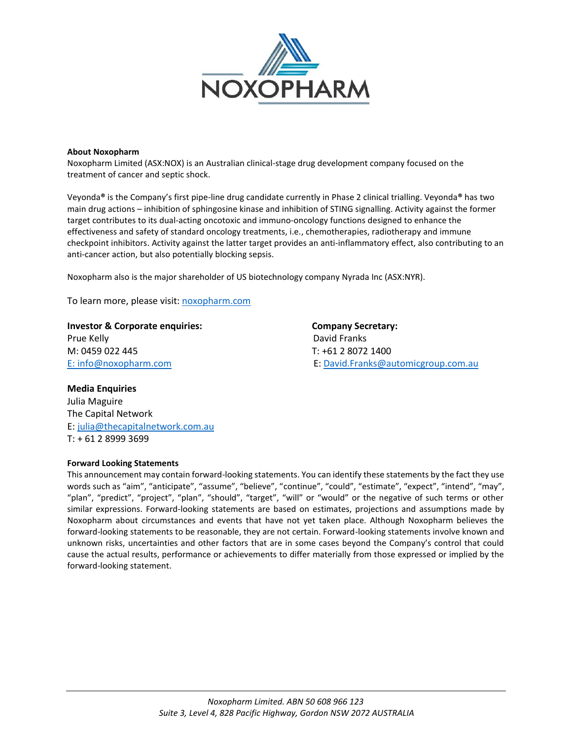**About Noxopharm**

Noxopharm Limited (ASX:NOX) is an Australian clinical-stage drug development company focused on the treatment of cancer and septic shock.

Veyonda® is the Company's first pipe-line drug candidate currently in Phase 2 clinical trialling. Veyonda® has two main drug actions – inhibition of sphingosine kinase and inhibition of STING signalling. Activity against the former target contributes to its dual-acting oncotoxic and immuno-oncology functions designed to enhance the effectiveness and safety of standard oncology treatments, i.e., chemotherapies, radiotherapy and immune checkpoint inhibitors. Activity against the latter target provides an anti-inflammatory effect, also contributing to an anti-cancer action, but also potentially blocking sepsis.

Noxopharm also is the major shareholder of US biotechnology company Nyrada Inc (ASX:NYR).

To learn more, please visit: [noxopharm.com](noxopharm.com)

**Investor & Corporate enquiries:**
Prue Kelly
M: 0459 022 445
E: info@noxopharm.com

**Company Secretary:**
David Franks
T: +61 2 8072 1400
E: David.Franks@automicgroup.com.au

**Media Enquiries**
Julia Maguire
The Capital Network
E: julia@thecapitalnetwork.com.au
T: + 61 2 8999 3699

**Forward Looking Statements**

This announcement may contain forward-looking statements. You can identify these statements by the fact they use words such as "aim", "anticipate", "assume", "believe", "continue", "could", "estimate", "expect", "intend", "may", "plan", "predict", "project", "plan", "should", "target", "will" or "would" or the negative of such terms or other similar expressions. Forward-looking statements are based on estimates, projections and assumptions made by Noxopharm about circumstances and events that have not yet taken place. Although Noxopharm believes the forward-looking statements to be reasonable, they are not certain. Forward-looking statements involve known and unknown risks, uncertainties and other factors that are in some cases beyond the Company's control that could cause the actual results, performance or achievements to differ materially from those expressed or implied by the forward-looking statement.